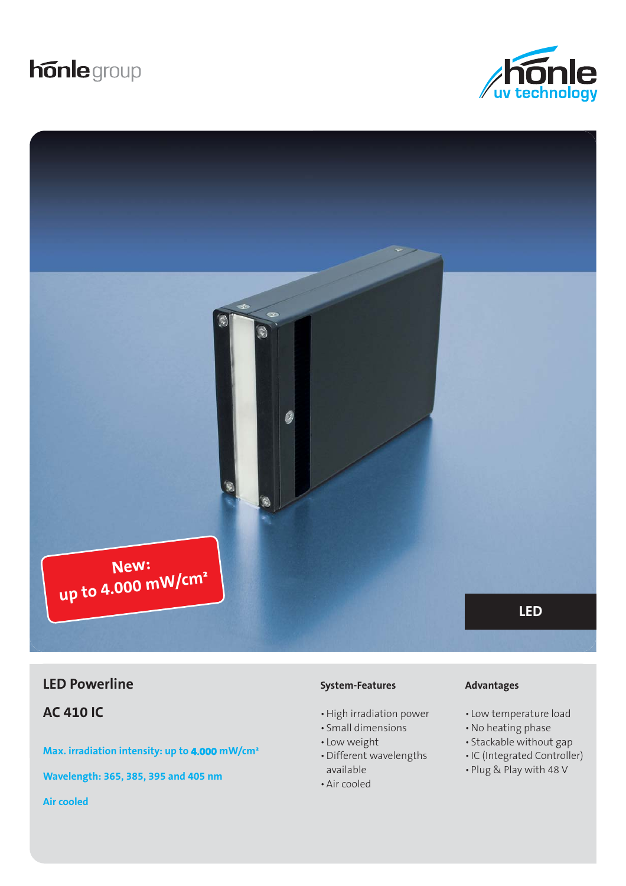hönle group

hönle uv technology

New: up to 4.000 mW/cm²

LED

# LED Powerline

## AC 410 IC

**Max. irradiation intensity: up to 4.000 mW/cm²**

**Wavelength: 365, 385, 395 and 405 nm**

**Air cooled**

### System-Features

- High irradiation power
- Small dimensions
- Low weight
- Different wavelengths available
- Air cooled

### Advantages

- Low temperature load
- No heating phase
- Stackable without gap
- IC (Integrated Controller)
- Plug & Play with 48 V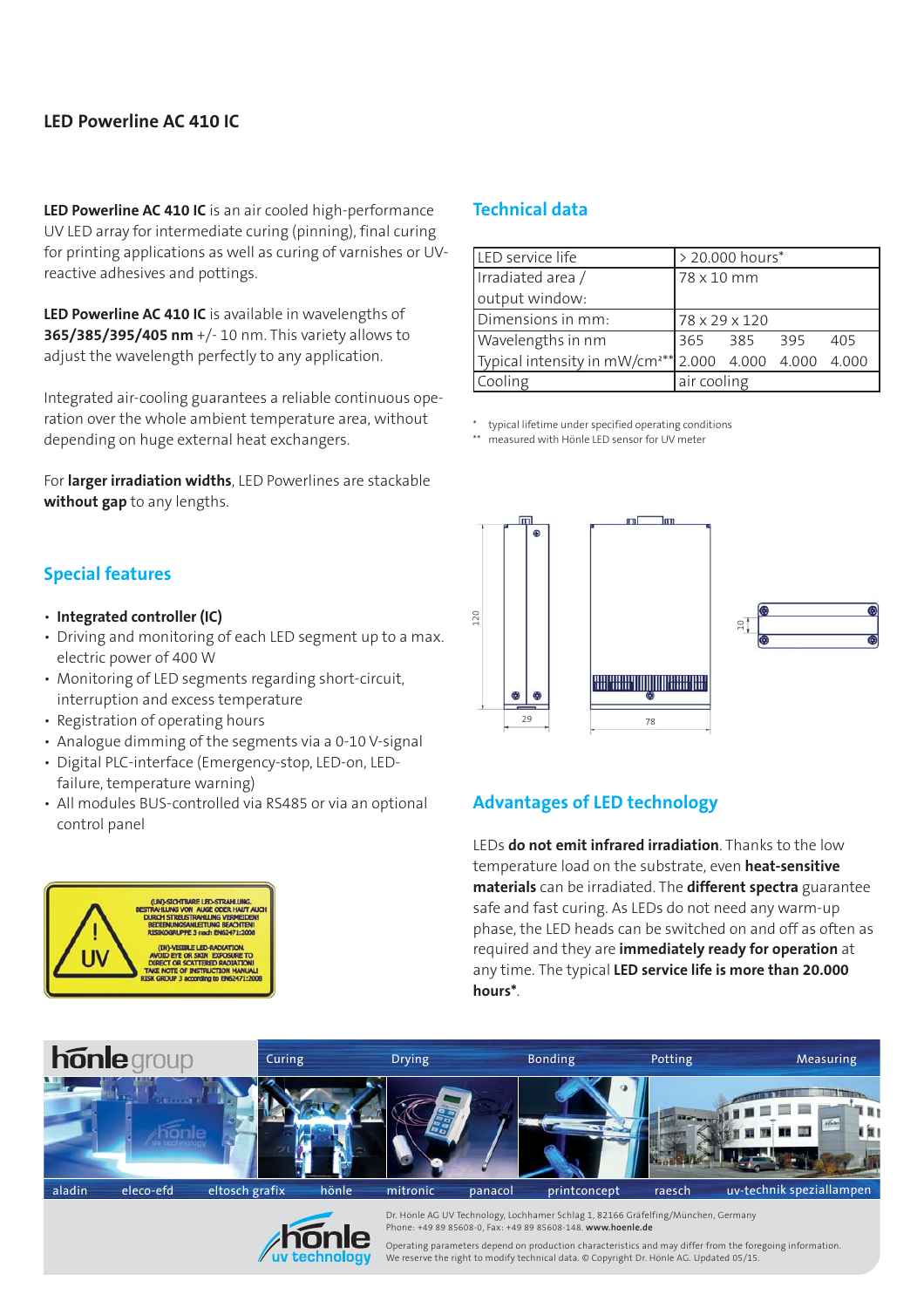## LED Powerline AC 410 IC

**LED Powerline AC 410 IC** is an air cooled high-performance UV LED array for intermediate curing (pinning), final curing for printing applications as well as curing of varnishes or UV-reactive adhesives and pottings.

**LED Powerline AC 410 IC** is available in wavelengths of **365/385/395/405 nm** +/- 10 nm. This variety allows to adjust the wavelength perfectly to any application.

Integrated air-cooling guarantees a reliable continuous operation over the whole ambient temperature area, without depending on huge external heat exchangers.

For **larger irradiation widths**, LED Powerlines are stackable **without gap** to any lengths.

### Special features

- **Integrated controller (IC)**
- Driving and monitoring of each LED segment up to a max. electric power of 400 W
- Monitoring of LED segments regarding short-circuit, interruption and excess temperature
- Registration of operating hours
- Analogue dimming of the segments via a 0-10 V-signal
- Digital PLC-interface (Emergency-stop, LED-on, LED-failure, temperature warning)
- All modules BUS-controlled via RS485 or via an optional control panel

(UV)-SICHTBARE LED-STRAHLUNG.
BESTRAHLUNG VON AUGE ODER HAUT AUCH DURCH STREUSTRAHLUNG VERMEIDEN!
BEDIENUNGSANLEITUNG BEACHTEN!
RISIKOGRUPPE 3 nach EN62471:2008

(UV)-VISIBLE LED-RADIATION.
AVOID EYE OR SKIN EXPOSURE TO DIRECT OR SCATTERED RADIATION!
TAKE NOTE OF INSTRUCTION MANUAL!
RISK GROUP 3 according to EN62471:2008

UV

### Technical data

| | | | | |
|---|---|---|---|---|
| LED service life | > 20.000 hours* | | | |
| Irradiated area / output window: | 78 x 10 mm | | | |
| Dimensions in mm: | 78 x 29 x 120 | | | |
| Wavelengths in nm | 365 | 385 | 395 | 405 |
| Typical intensity in mW/cm²** | 2.000 | 4.000 | 4.000 | 4.000 |
| Cooling | air cooling | | | |

\* typical lifetime under specified operating conditions
\*\* measured with Hönle LED sensor for UV meter

120
29
78
10

### Advantages of LED technology

LEDs **do not emit infrared irradiation**. Thanks to the low temperature load on the substrate, even **heat-sensitive materials** can be irradiated. The **different spectra** guarantee safe and fast curing. As LEDs do not need any warm-up phase, the LED heads can be switched on and off as often as required and they are **immediately ready for operation** at any time. The typical **LED service life is more than 20.000 hours***.

hönle group

Curing | Drying | Bonding | Potting | Measuring

aladin | eleco-efd | eltosch grafix | hönle | mitronic | panacol | printconcept | raesch | uv-technik speziallampen

hönle uv technology

Dr. Hönle AG UV Technology, Lochhamer Schlag 1, 82166 Gräfelfing/München, Germany
Phone: +49 89 85608-0, Fax: +49 89 85608-148. **www.hoenle.de**

Operating parameters depend on production characteristics and may differ from the foregoing information.
We reserve the right to modify technical data. © Copyright Dr. Hönle AG. Updated 05/15.